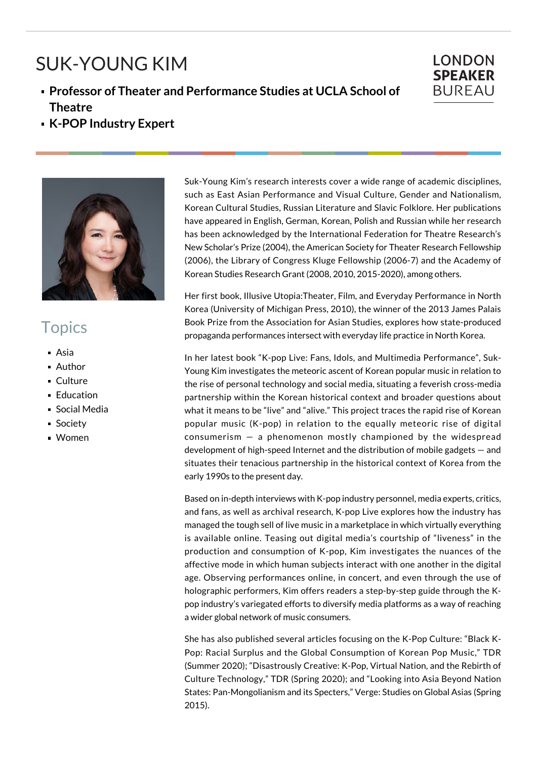# SUK-YOUNG KIM

- **Professor of Theater and Performance Studies at UCLA School of Theatre**
- **K-POP Industry Expert**

LONDON SPEAKER BUREAU

## Topics

- Asia
- Author
- Culture
- Education
- Social Media
- Society
- Women

Suk-Young Kim's research interests cover a wide range of academic disciplines, such as East Asian Performance and Visual Culture, Gender and Nationalism, Korean Cultural Studies, Russian Literature and Slavic Folklore. Her publications have appeared in English, German, Korean, Polish and Russian while her research has been acknowledged by the International Federation for Theatre Research's New Scholar's Prize (2004), the American Society for Theater Research Fellowship (2006), the Library of Congress Kluge Fellowship (2006-7) and the Academy of Korean Studies Research Grant (2008, 2010, 2015-2020), among others.

Her first book, Illusive Utopia:Theater, Film, and Everyday Performance in North Korea (University of Michigan Press, 2010), the winner of the 2013 James Palais Book Prize from the Association for Asian Studies, explores how state-produced propaganda performances intersect with everyday life practice in North Korea.

In her latest book "K-pop Live: Fans, Idols, and Multimedia Performance", Suk-Young Kim investigates the meteoric ascent of Korean popular music in relation to the rise of personal technology and social media, situating a feverish cross-media partnership within the Korean historical context and broader questions about what it means to be "live" and "alive." This project traces the rapid rise of Korean popular music (K-pop) in relation to the equally meteoric rise of digital consumerism — a phenomenon mostly championed by the widespread development of high-speed Internet and the distribution of mobile gadgets — and situates their tenacious partnership in the historical context of Korea from the early 1990s to the present day.

Based on in-depth interviews with K-pop industry personnel, media experts, critics, and fans, as well as archival research, K-pop Live explores how the industry has managed the tough sell of live music in a marketplace in which virtually everything is available online. Teasing out digital media's courtship of "liveness" in the production and consumption of K-pop, Kim investigates the nuances of the affective mode in which human subjects interact with one another in the digital age. Observing performances online, in concert, and even through the use of holographic performers, Kim offers readers a step-by-step guide through the K-pop industry's variegated efforts to diversify media platforms as a way of reaching a wider global network of music consumers.

She has also published several articles focusing on the K-Pop Culture: "Black K-Pop: Racial Surplus and the Global Consumption of Korean Pop Music," TDR (Summer 2020); "Disastrously Creative: K-Pop, Virtual Nation, and the Rebirth of Culture Technology," TDR (Spring 2020); and "Looking into Asia Beyond Nation States: Pan-Mongolianism and its Specters," Verge: Studies on Global Asias (Spring 2015).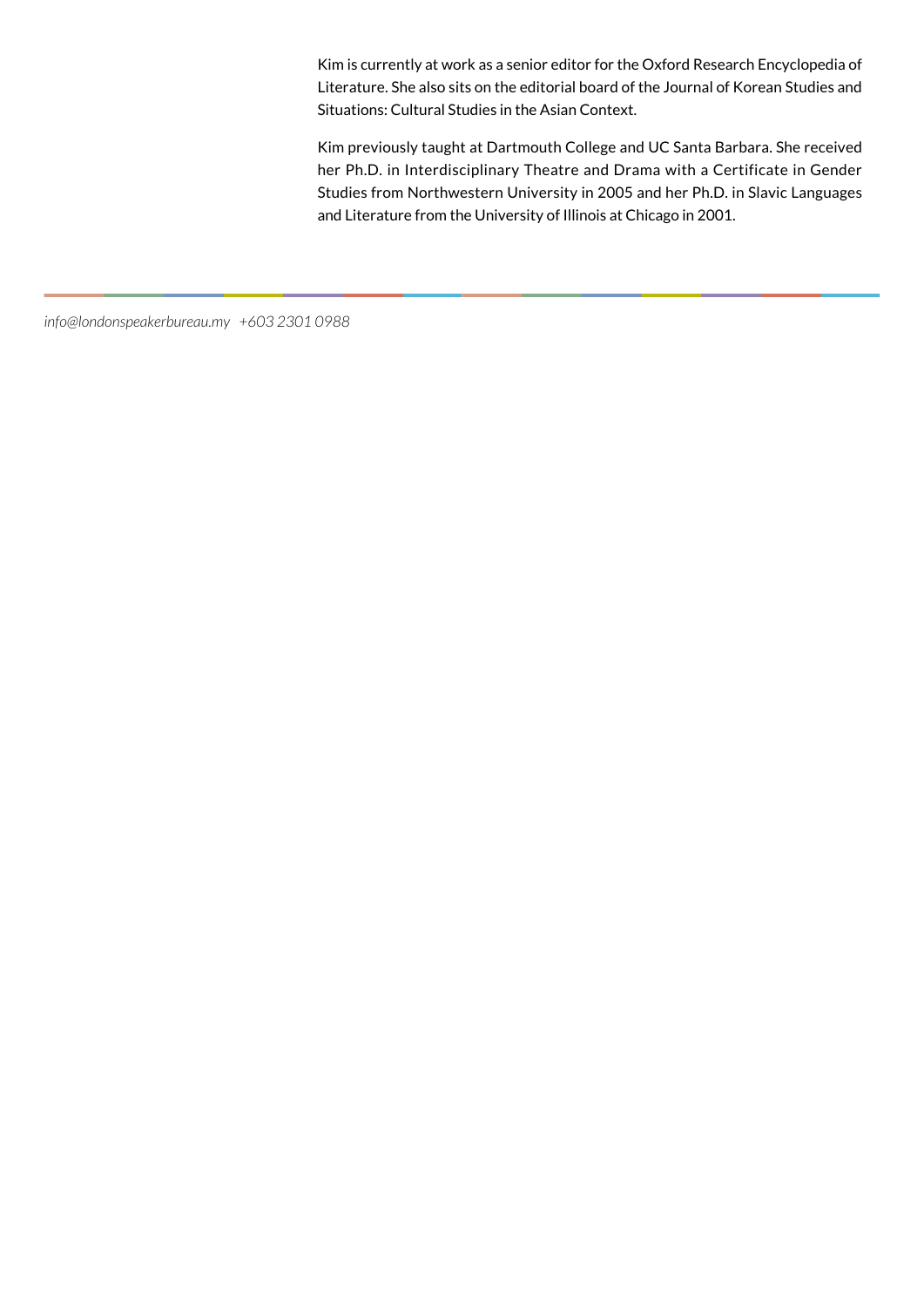Kim is currently at work as a senior editor for the Oxford Research Encyclopedia of Literature. She also sits on the editorial board of the Journal of Korean Studies and Situations: Cultural Studies in the Asian Context.

Kim previously taught at Dartmouth College and UC Santa Barbara. She received her Ph.D. in Interdisciplinary Theatre and Drama with a Certificate in Gender Studies from Northwestern University in 2005 and her Ph.D. in Slavic Languages and Literature from the University of Illinois at Chicago in 2001.